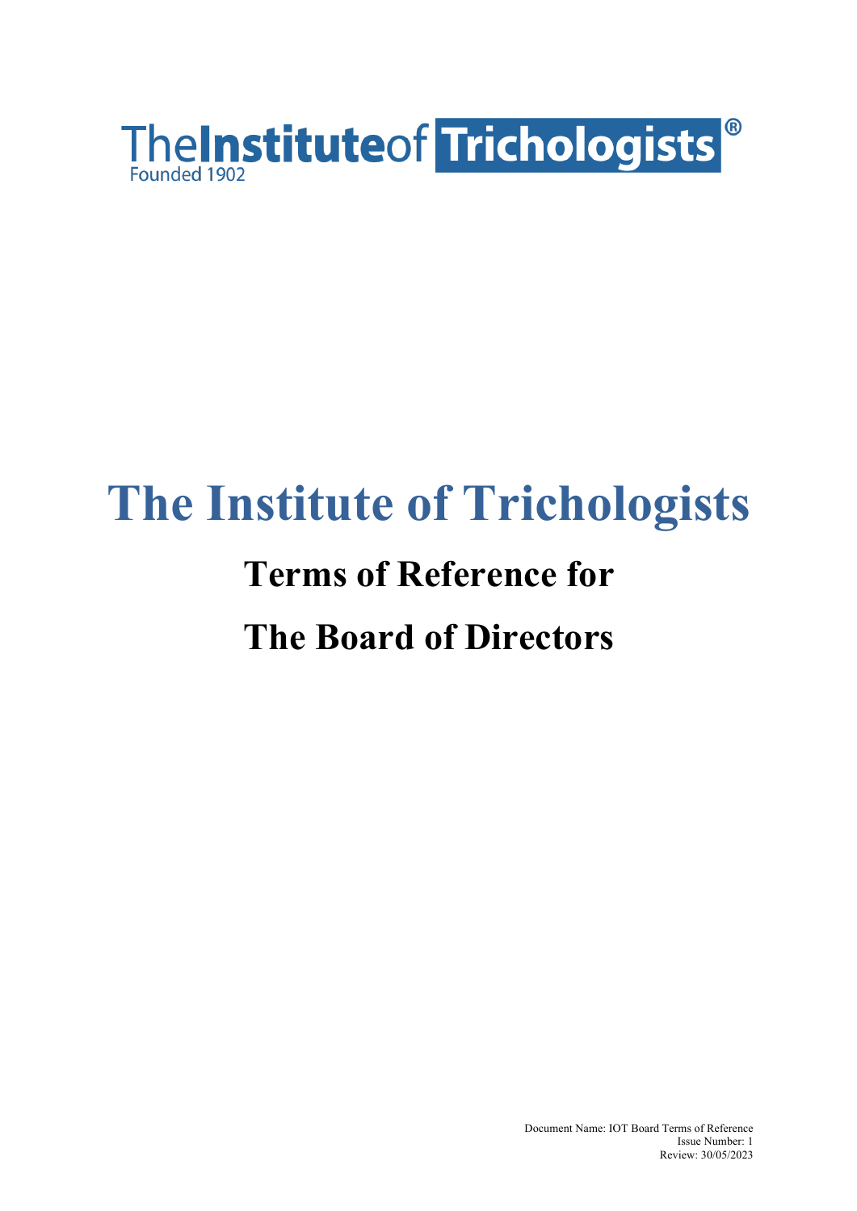TheInstituteof Trichologists®
Founded 1902

# The Institute of Trichologists

## Terms of Reference for

## The Board of Directors

Document Name: IOT Board Terms of Reference
Issue Number: 1
Review: 30/05/2023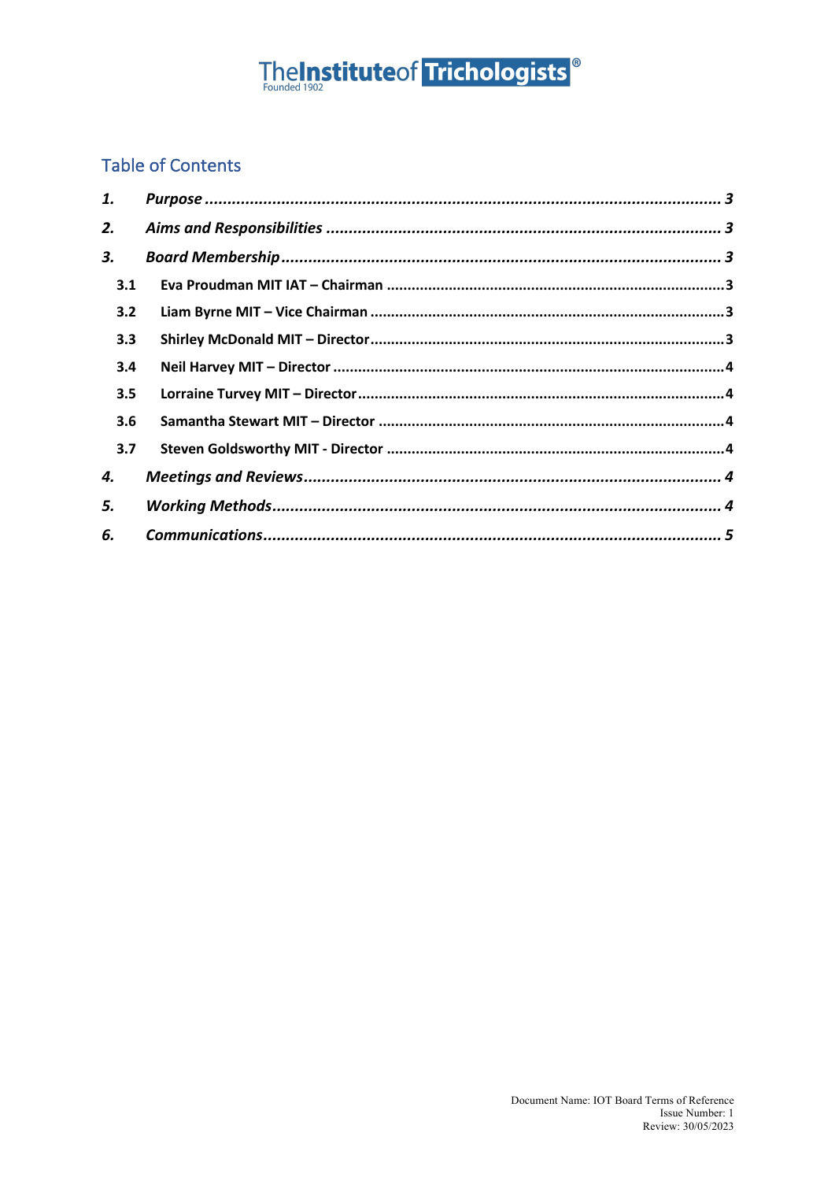The**Institute**of **Trichologists**®
Founded 1902

## Table of Contents

*1.* ***Purpose*** ........ *3*

*2.* ***Aims and Responsibilities*** ........ *3*

*3.* ***Board Membership*** ........ *3*

- **3.1 Eva Proudman MIT IAT – Chairman** ........ 3
- **3.2 Liam Byrne MIT – Vice Chairman** ........ 3
- **3.3 Shirley McDonald MIT – Director** ........ 3
- **3.4 Neil Harvey MIT – Director** ........ 4
- **3.5 Lorraine Turvey MIT – Director** ........ 4
- **3.6 Samantha Stewart MIT – Director** ........ 4
- **3.7 Steven Goldsworthy MIT - Director** ........ 4

*4.* ***Meetings and Reviews*** ........ *4*

*5.* ***Working Methods*** ........ *4*

*6.* ***Communications*** ........ *5*

Document Name: IOT Board Terms of Reference
Issue Number: 1
Review: 30/05/2023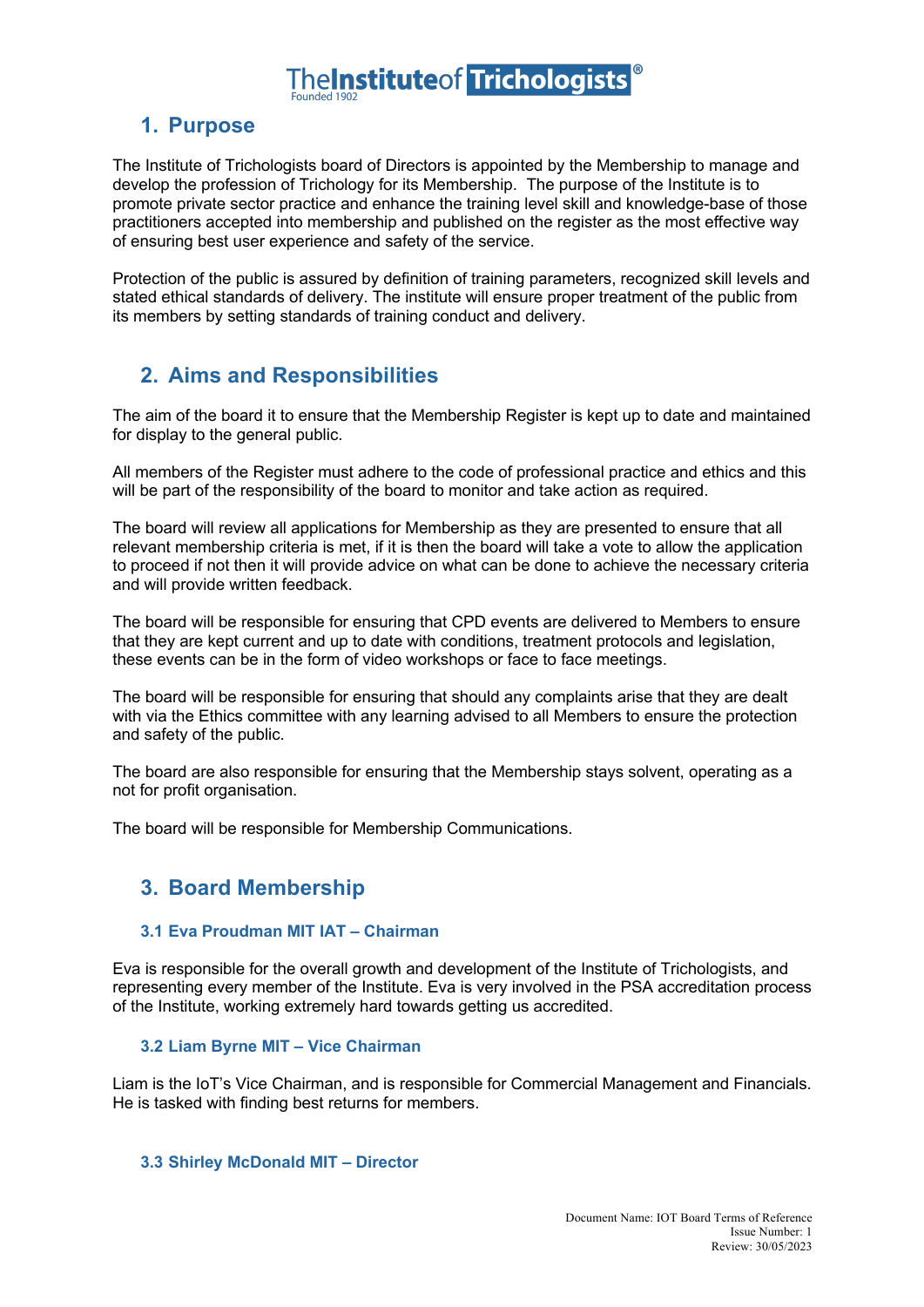## 1. Purpose

The Institute of Trichologists board of Directors is appointed by the Membership to manage and develop the profession of Trichology for its Membership. The purpose of the Institute is to promote private sector practice and enhance the training level skill and knowledge-base of those practitioners accepted into membership and published on the register as the most effective way of ensuring best user experience and safety of the service.

Protection of the public is assured by definition of training parameters, recognized skill levels and stated ethical standards of delivery. The institute will ensure proper treatment of the public from its members by setting standards of training conduct and delivery.

## 2. Aims and Responsibilities

The aim of the board it to ensure that the Membership Register is kept up to date and maintained for display to the general public.

All members of the Register must adhere to the code of professional practice and ethics and this will be part of the responsibility of the board to monitor and take action as required.

The board will review all applications for Membership as they are presented to ensure that all relevant membership criteria is met, if it is then the board will take a vote to allow the application to proceed if not then it will provide advice on what can be done to achieve the necessary criteria and will provide written feedback.

The board will be responsible for ensuring that CPD events are delivered to Members to ensure that they are kept current and up to date with conditions, treatment protocols and legislation, these events can be in the form of video workshops or face to face meetings.

The board will be responsible for ensuring that should any complaints arise that they are dealt with via the Ethics committee with any learning advised to all Members to ensure the protection and safety of the public.

The board are also responsible for ensuring that the Membership stays solvent, operating as a not for profit organisation.

The board will be responsible for Membership Communications.

## 3. Board Membership

### 3.1 Eva Proudman MIT IAT – Chairman

Eva is responsible for the overall growth and development of the Institute of Trichologists, and representing every member of the Institute. Eva is very involved in the PSA accreditation process of the Institute, working extremely hard towards getting us accredited.

### 3.2 Liam Byrne MIT – Vice Chairman

Liam is the IoT's Vice Chairman, and is responsible for Commercial Management and Financials. He is tasked with finding best returns for members.

### 3.3 Shirley McDonald MIT – Director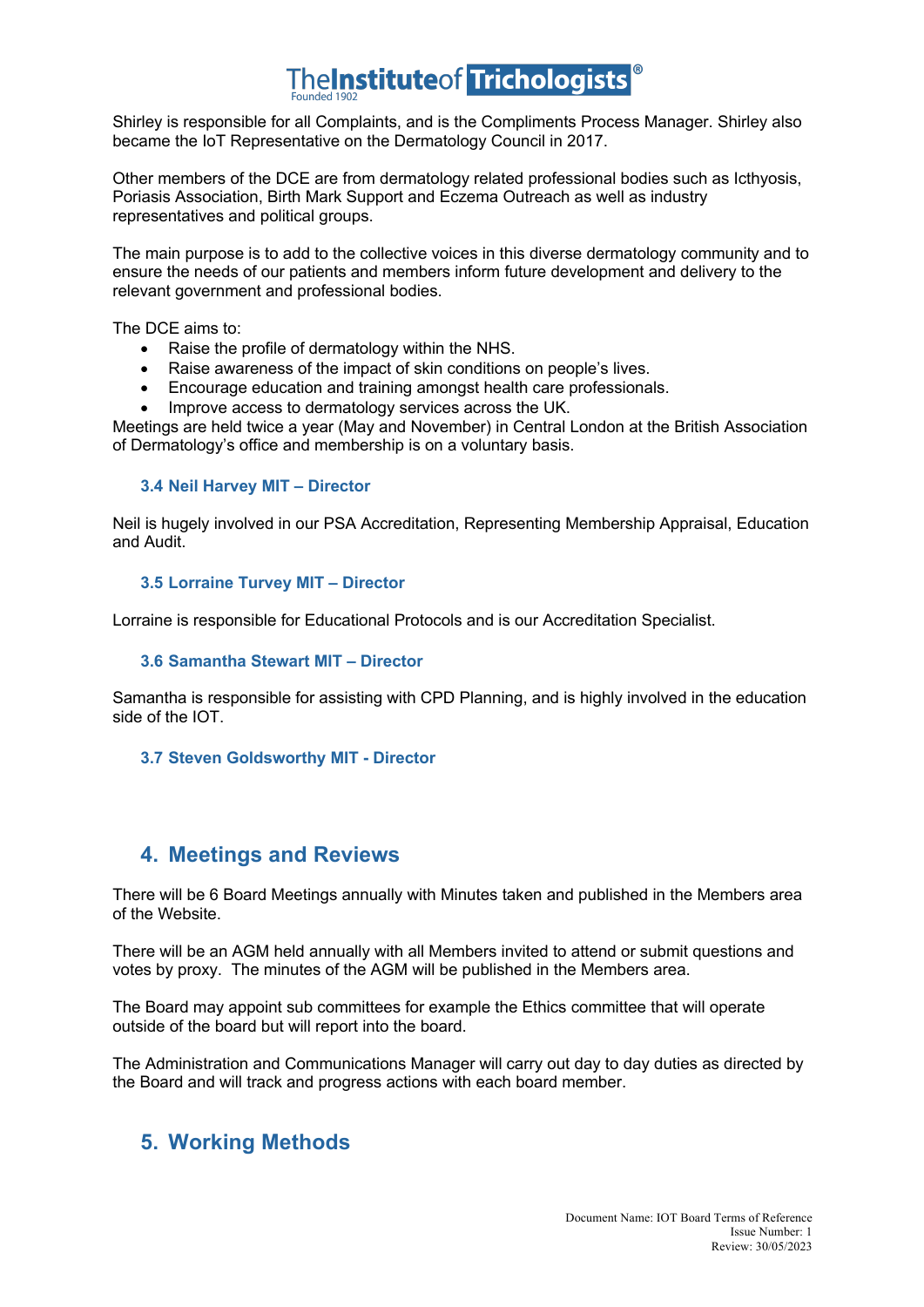Shirley is responsible for all Complaints, and is the Compliments Process Manager. Shirley also became the IoT Representative on the Dermatology Council in 2017.

Other members of the DCE are from dermatology related professional bodies such as Icthyosis, Poriasis Association, Birth Mark Support and Eczema Outreach as well as industry representatives and political groups.

The main purpose is to add to the collective voices in this diverse dermatology community and to ensure the needs of our patients and members inform future development and delivery to the relevant government and professional bodies.

The DCE aims to:

- Raise the profile of dermatology within the NHS.
- Raise awareness of the impact of skin conditions on people's lives.
- Encourage education and training amongst health care professionals.
- Improve access to dermatology services across the UK.

Meetings are held twice a year (May and November) in Central London at the British Association of Dermatology's office and membership is on a voluntary basis.

### 3.4 Neil Harvey MIT – Director

Neil is hugely involved in our PSA Accreditation, Representing Membership Appraisal, Education and Audit.

### 3.5 Lorraine Turvey MIT – Director

Lorraine is responsible for Educational Protocols and is our Accreditation Specialist.

### 3.6 Samantha Stewart MIT – Director

Samantha is responsible for assisting with CPD Planning, and is highly involved in the education side of the IOT.

### 3.7 Steven Goldsworthy MIT - Director

## 4. Meetings and Reviews

There will be 6 Board Meetings annually with Minutes taken and published in the Members area of the Website.

There will be an AGM held annually with all Members invited to attend or submit questions and votes by proxy. The minutes of the AGM will be published in the Members area.

The Board may appoint sub committees for example the Ethics committee that will operate outside of the board but will report into the board.

The Administration and Communications Manager will carry out day to day duties as directed by the Board and will track and progress actions with each board member.

## 5. Working Methods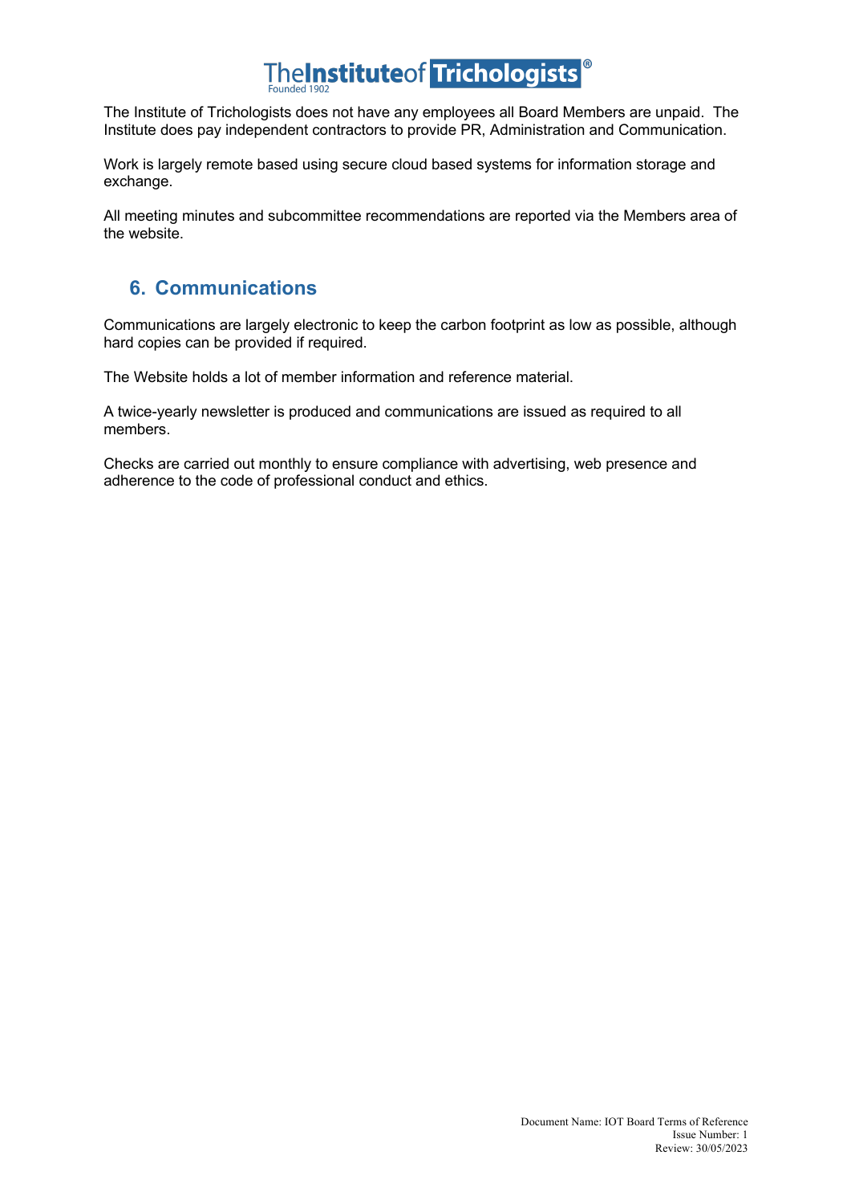The Institute of Trichologists does not have any employees all Board Members are unpaid. The Institute does pay independent contractors to provide PR, Administration and Communication.

Work is largely remote based using secure cloud based systems for information storage and exchange.

All meeting minutes and subcommittee recommendations are reported via the Members area of the website.

## 6. Communications

Communications are largely electronic to keep the carbon footprint as low as possible, although hard copies can be provided if required.

The Website holds a lot of member information and reference material.

A twice-yearly newsletter is produced and communications are issued as required to all members.

Checks are carried out monthly to ensure compliance with advertising, web presence and adherence to the code of professional conduct and ethics.